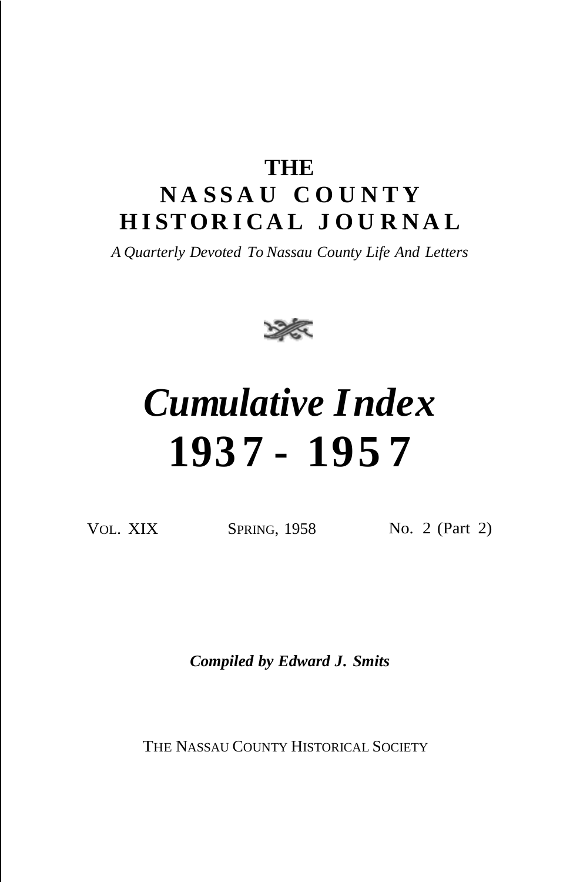# THE NASSAU COUNTY HISTORICAL JOURNAL

*A Quarterly Devoted To Nassau County Life And Letters*

# *Cumulative Index*
# 1937 - 1957

VOL. XIX SPRING, 1958 NO. 2 (Part 2)

***Compiled by Edward J. Smits***

THE NASSAU COUNTY HISTORICAL SOCIETY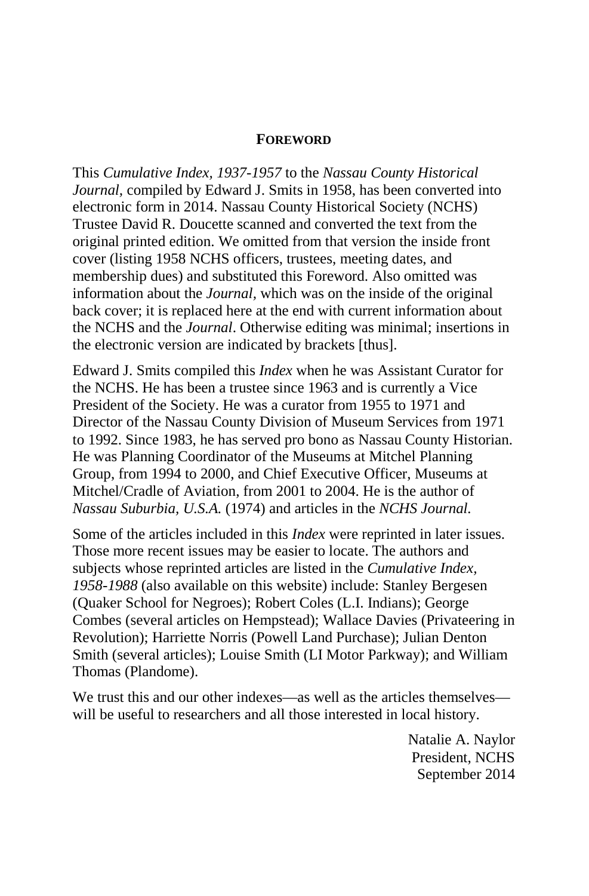# FOREWORD

This *Cumulative Index, 1937-1957* to the *Nassau County Historical Journal*, compiled by Edward J. Smits in 1958, has been converted into electronic form in 2014. Nassau County Historical Society (NCHS) Trustee David R. Doucette scanned and converted the text from the original printed edition. We omitted from that version the inside front cover (listing 1958 NCHS officers, trustees, meeting dates, and membership dues) and substituted this Foreword. Also omitted was information about the *Journal*, which was on the inside of the original back cover; it is replaced here at the end with current information about the NCHS and the *Journal*. Otherwise editing was minimal; insertions in the electronic version are indicated by brackets [thus].

Edward J. Smits compiled this *Index* when he was Assistant Curator for the NCHS. He has been a trustee since 1963 and is currently a Vice President of the Society. He was a curator from 1955 to 1971 and Director of the Nassau County Division of Museum Services from 1971 to 1992. Since 1983, he has served pro bono as Nassau County Historian. He was Planning Coordinator of the Museums at Mitchel Planning Group, from 1994 to 2000, and Chief Executive Officer, Museums at Mitchel/Cradle of Aviation, from 2001 to 2004. He is the author of *Nassau Suburbia, U.S.A.* (1974) and articles in the *NCHS Journal.*

Some of the articles included in this *Index* were reprinted in later issues. Those more recent issues may be easier to locate. The authors and subjects whose reprinted articles are listed in the *Cumulative Index, 1958-1988* (also available on this website) include: Stanley Bergesen (Quaker School for Negroes); Robert Coles (L.I. Indians); George Combes (several articles on Hempstead); Wallace Davies (Privateering in Revolution); Harriette Norris (Powell Land Purchase); Julian Denton Smith (several articles); Louise Smith (LI Motor Parkway); and William Thomas (Plandome).

We trust this and our other indexes—as well as the articles themselves—will be useful to researchers and all those interested in local history.

Natalie A. Naylor
President, NCHS
September 2014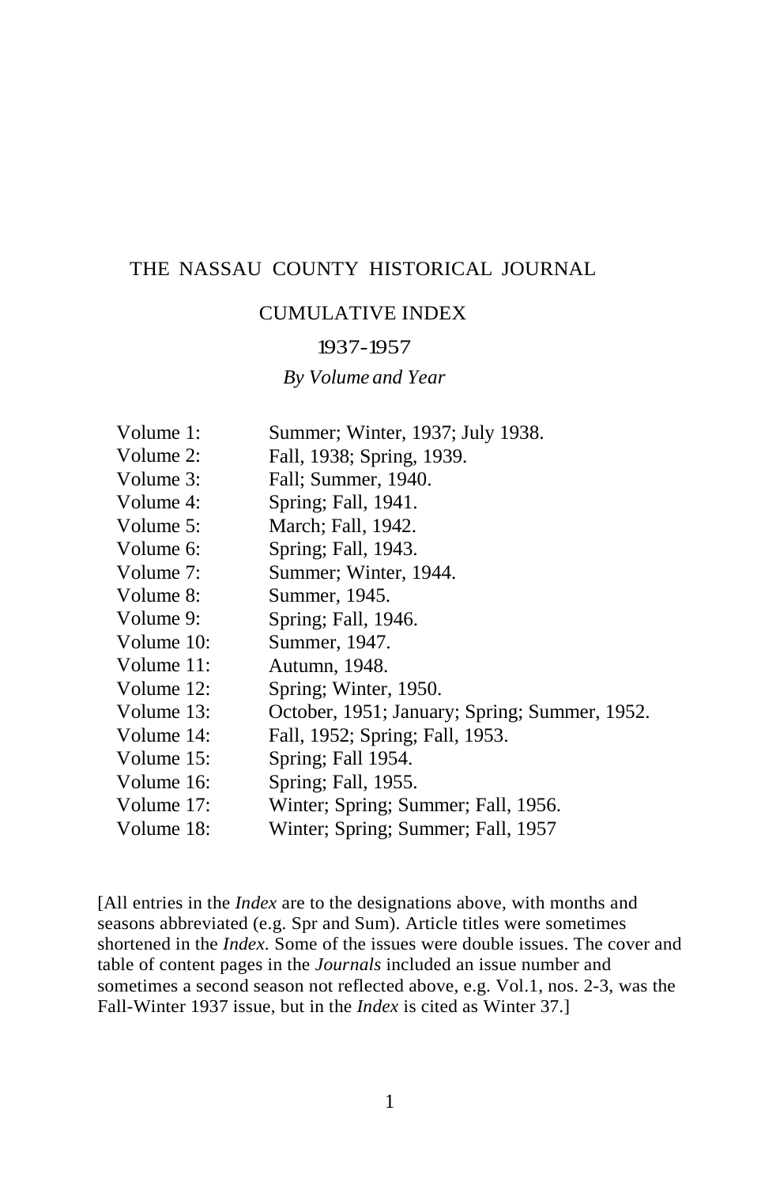# THE NASSAU COUNTY HISTORICAL JOURNAL

## CUMULATIVE INDEX

### 1937-1957

*By Volume and Year*

| | |
|---|---|
| Volume 1: | Summer; Winter, 1937; July 1938. |
| Volume 2: | Fall, 1938; Spring, 1939. |
| Volume 3: | Fall; Summer, 1940. |
| Volume 4: | Spring; Fall, 1941. |
| Volume 5: | March; Fall, 1942. |
| Volume 6: | Spring; Fall, 1943. |
| Volume 7: | Summer; Winter, 1944. |
| Volume 8: | Summer, 1945. |
| Volume 9: | Spring; Fall, 1946. |
| Volume 10: | Summer, 1947. |
| Volume 11: | Autumn, 1948. |
| Volume 12: | Spring; Winter, 1950. |
| Volume 13: | October, 1951; January; Spring; Summer, 1952. |
| Volume 14: | Fall, 1952; Spring; Fall, 1953. |
| Volume 15: | Spring; Fall 1954. |
| Volume 16: | Spring; Fall, 1955. |
| Volume 17: | Winter; Spring; Summer; Fall, 1956. |
| Volume 18: | Winter; Spring; Summer; Fall, 1957 |

[All entries in the *Index* are to the designations above, with months and seasons abbreviated (e.g. Spr and Sum). Article titles were sometimes shortened in the *Index.* Some of the issues were double issues. The cover and table of content pages in the *Journals* included an issue number and sometimes a second season not reflected above, e.g. Vol.1, nos. 2-3, was the Fall-Winter 1937 issue, but in the *Index* is cited as Winter 37.]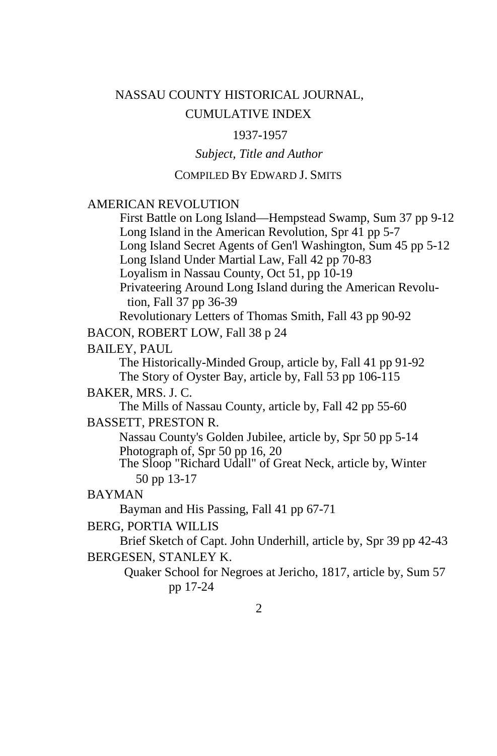# NASSAU COUNTY HISTORICAL JOURNAL, CUMULATIVE INDEX

## 1937-1957

*Subject, Title and Author*

COMPILED BY EDWARD J. SMITS

AMERICAN REVOLUTION

- First Battle on Long Island—Hempstead Swamp, Sum 37 pp 9-12
- Long Island in the American Revolution, Spr 41 pp 5-7
- Long Island Secret Agents of Gen'l Washington, Sum 45 pp 5-12
- Long Island Under Martial Law, Fall 42 pp 70-83
- Loyalism in Nassau County, Oct 51, pp 10-19
- Privateering Around Long Island during the American Revolution, Fall 37 pp 36-39
- Revolutionary Letters of Thomas Smith, Fall 43 pp 90-92

BACON, ROBERT LOW, Fall 38 p 24

BAILEY, PAUL

- The Historically-Minded Group, article by, Fall 41 pp 91-92
- The Story of Oyster Bay, article by, Fall 53 pp 106-115

BAKER, MRS. J. C.

- The Mills of Nassau County, article by, Fall 42 pp 55-60

BASSETT, PRESTON R.

- Nassau County's Golden Jubilee, article by, Spr 50 pp 5-14
- Photograph of, Spr 50 pp 16, 20
- The Sloop "Richard Udall" of Great Neck, article by, Winter 50 pp 13-17

BAYMAN

- Bayman and His Passing, Fall 41 pp 67-71

BERG, PORTIA WILLIS

- Brief Sketch of Capt. John Underhill, article by, Spr 39 pp 42-43

BERGESEN, STANLEY K.

- Quaker School for Negroes at Jericho, 1817, article by, Sum 57 pp 17-24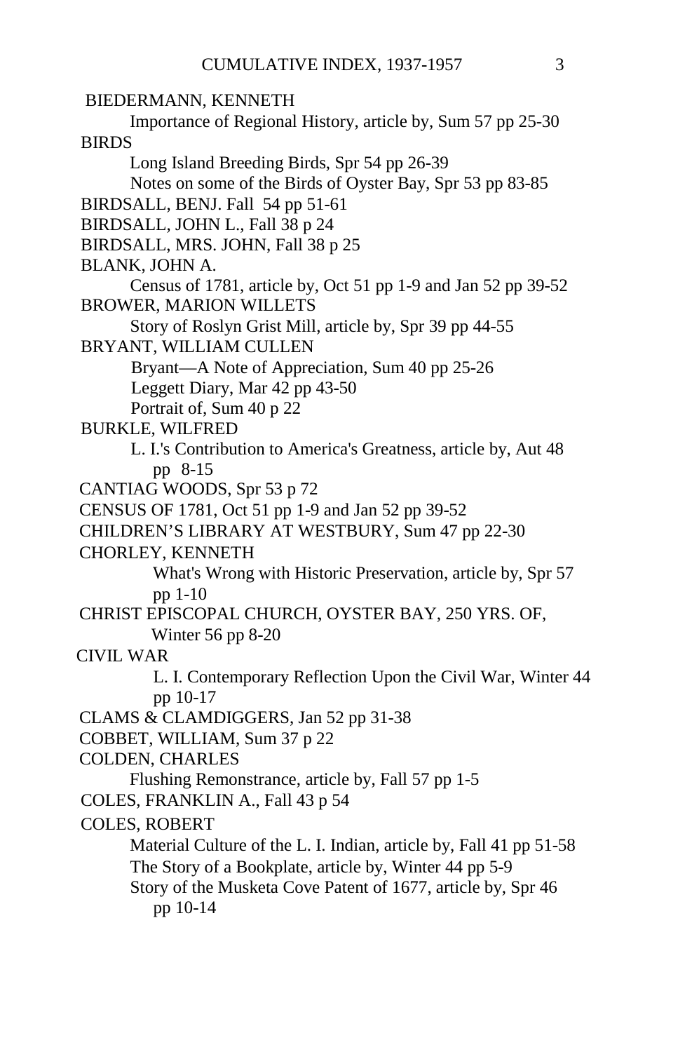BIEDERMANN, KENNETH

  Importance of Regional History, article by, Sum 57 pp 25-30

BIRDS

  Long Island Breeding Birds, Spr 54 pp 26-39

  Notes on some of the Birds of Oyster Bay, Spr 53 pp 83-85

BIRDSALL, BENJ. Fall 54 pp 51-61

BIRDSALL, JOHN L., Fall 38 p 24

BIRDSALL, MRS. JOHN, Fall 38 p 25

BLANK, JOHN A.

  Census of 1781, article by, Oct 51 pp 1-9 and Jan 52 pp 39-52

BROWER, MARION WILLETS

  Story of Roslyn Grist Mill, article by, Spr 39 pp 44-55

BRYANT, WILLIAM CULLEN

  Bryant—A Note of Appreciation, Sum 40 pp 25-26

  Leggett Diary, Mar 42 pp 43-50

  Portrait of, Sum 40 p 22

BURKLE, WILFRED

  L. I.'s Contribution to America's Greatness, article by, Aut 48 pp 8-15

CANTIAG WOODS, Spr 53 p 72

CENSUS OF 1781, Oct 51 pp 1-9 and Jan 52 pp 39-52

CHILDREN'S LIBRARY AT WESTBURY, Sum 47 pp 22-30

CHORLEY, KENNETH

  What's Wrong with Historic Preservation, article by, Spr 57 pp 1-10

CHRIST EPISCOPAL CHURCH, OYSTER BAY, 250 YRS. OF, Winter 56 pp 8-20

CIVIL WAR

  L. I. Contemporary Reflection Upon the Civil War, Winter 44 pp 10-17

CLAMS & CLAMDIGGERS, Jan 52 pp 31-38

COBBET, WILLIAM, Sum 37 p 22

COLDEN, CHARLES

  Flushing Remonstrance, article by, Fall 57 pp 1-5

COLES, FRANKLIN A., Fall 43 p 54

COLES, ROBERT

  Material Culture of the L. I. Indian, article by, Fall 41 pp 51-58

  The Story of a Bookplate, article by, Winter 44 pp 5-9

  Story of the Musketa Cove Patent of 1677, article by, Spr 46 pp 10-14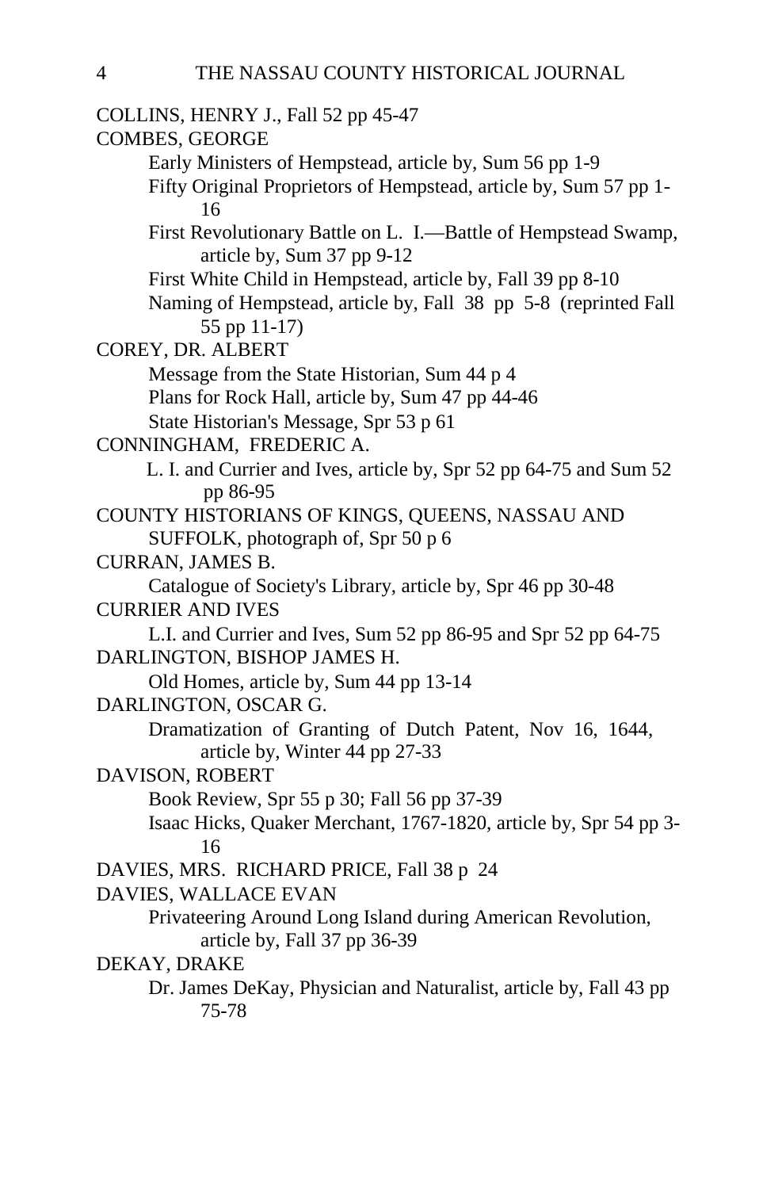COLLINS, HENRY J., Fall 52 pp 45-47

COMBES, GEORGE

- Early Ministers of Hempstead, article by, Sum 56 pp 1-9
- Fifty Original Proprietors of Hempstead, article by, Sum 57 pp 1-16
- First Revolutionary Battle on L. I.—Battle of Hempstead Swamp, article by, Sum 37 pp 9-12
- First White Child in Hempstead, article by, Fall 39 pp 8-10
- Naming of Hempstead, article by, Fall 38 pp 5-8 (reprinted Fall 55 pp 11-17)

COREY, DR. ALBERT

- Message from the State Historian, Sum 44 p 4
- Plans for Rock Hall, article by, Sum 47 pp 44-46
- State Historian's Message, Spr 53 p 61

CONNINGHAM, FREDERIC A.

- L. I. and Currier and Ives, article by, Spr 52 pp 64-75 and Sum 52 pp 86-95

COUNTY HISTORIANS OF KINGS, QUEENS, NASSAU AND SUFFOLK, photograph of, Spr 50 p 6

CURRAN, JAMES B.

- Catalogue of Society's Library, article by, Spr 46 pp 30-48

CURRIER AND IVES

- L.I. and Currier and Ives, Sum 52 pp 86-95 and Spr 52 pp 64-75

DARLINGTON, BISHOP JAMES H.

- Old Homes, article by, Sum 44 pp 13-14

DARLINGTON, OSCAR G.

- Dramatization of Granting of Dutch Patent, Nov 16, 1644, article by, Winter 44 pp 27-33

DAVISON, ROBERT

- Book Review, Spr 55 p 30; Fall 56 pp 37-39
- Isaac Hicks, Quaker Merchant, 1767-1820, article by, Spr 54 pp 3-16

DAVIES, MRS. RICHARD PRICE, Fall 38 p 24

DAVIES, WALLACE EVAN

- Privateering Around Long Island during American Revolution, article by, Fall 37 pp 36-39

DEKAY, DRAKE

- Dr. James DeKay, Physician and Naturalist, article by, Fall 43 pp 75-78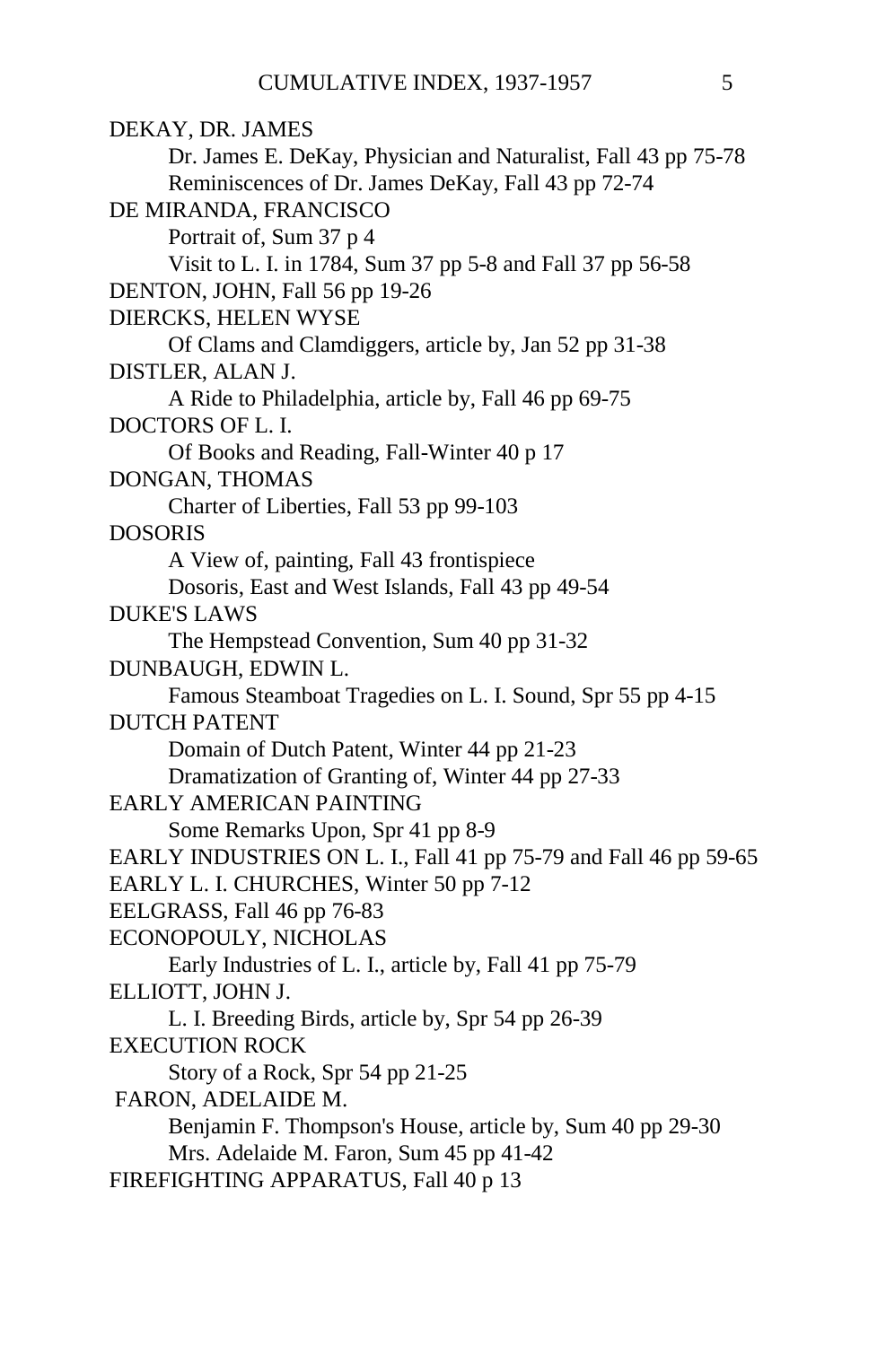DEKAY, DR. JAMES

Dr. James E. DeKay, Physician and Naturalist, Fall 43 pp 75-78

Reminiscences of Dr. James DeKay, Fall 43 pp 72-74

DE MIRANDA, FRANCISCO

Portrait of, Sum 37 p 4

Visit to L. I. in 1784, Sum 37 pp 5-8 and Fall 37 pp 56-58

DENTON, JOHN, Fall 56 pp 19-26

DIERCKS, HELEN WYSE

Of Clams and Clamdiggers, article by, Jan 52 pp 31-38

DISTLER, ALAN J.

A Ride to Philadelphia, article by, Fall 46 pp 69-75

DOCTORS OF L. I.

Of Books and Reading, Fall-Winter 40 p 17

DONGAN, THOMAS

Charter of Liberties, Fall 53 pp 99-103

DOSORIS

A View of, painting, Fall 43 frontispiece

Dosoris, East and West Islands, Fall 43 pp 49-54

DUKE'S LAWS

The Hempstead Convention, Sum 40 pp 31-32

DUNBAUGH, EDWIN L.

Famous Steamboat Tragedies on L. I. Sound, Spr 55 pp 4-15

DUTCH PATENT

Domain of Dutch Patent, Winter 44 pp 21-23

Dramatization of Granting of, Winter 44 pp 27-33

EARLY AMERICAN PAINTING

Some Remarks Upon, Spr 41 pp 8-9

EARLY INDUSTRIES ON L. I., Fall 41 pp 75-79 and Fall 46 pp 59-65

EARLY L. I. CHURCHES, Winter 50 pp 7-12

EELGRASS, Fall 46 pp 76-83

ECONOPOULY, NICHOLAS

Early Industries of L. I., article by, Fall 41 pp 75-79

ELLIOTT, JOHN J.

L. I. Breeding Birds, article by, Spr 54 pp 26-39

EXECUTION ROCK

Story of a Rock, Spr 54 pp 21-25

FARON, ADELAIDE M.

Benjamin F. Thompson's House, article by, Sum 40 pp 29-30

Mrs. Adelaide M. Faron, Sum 45 pp 41-42

FIREFIGHTING APPARATUS, Fall 40 p 13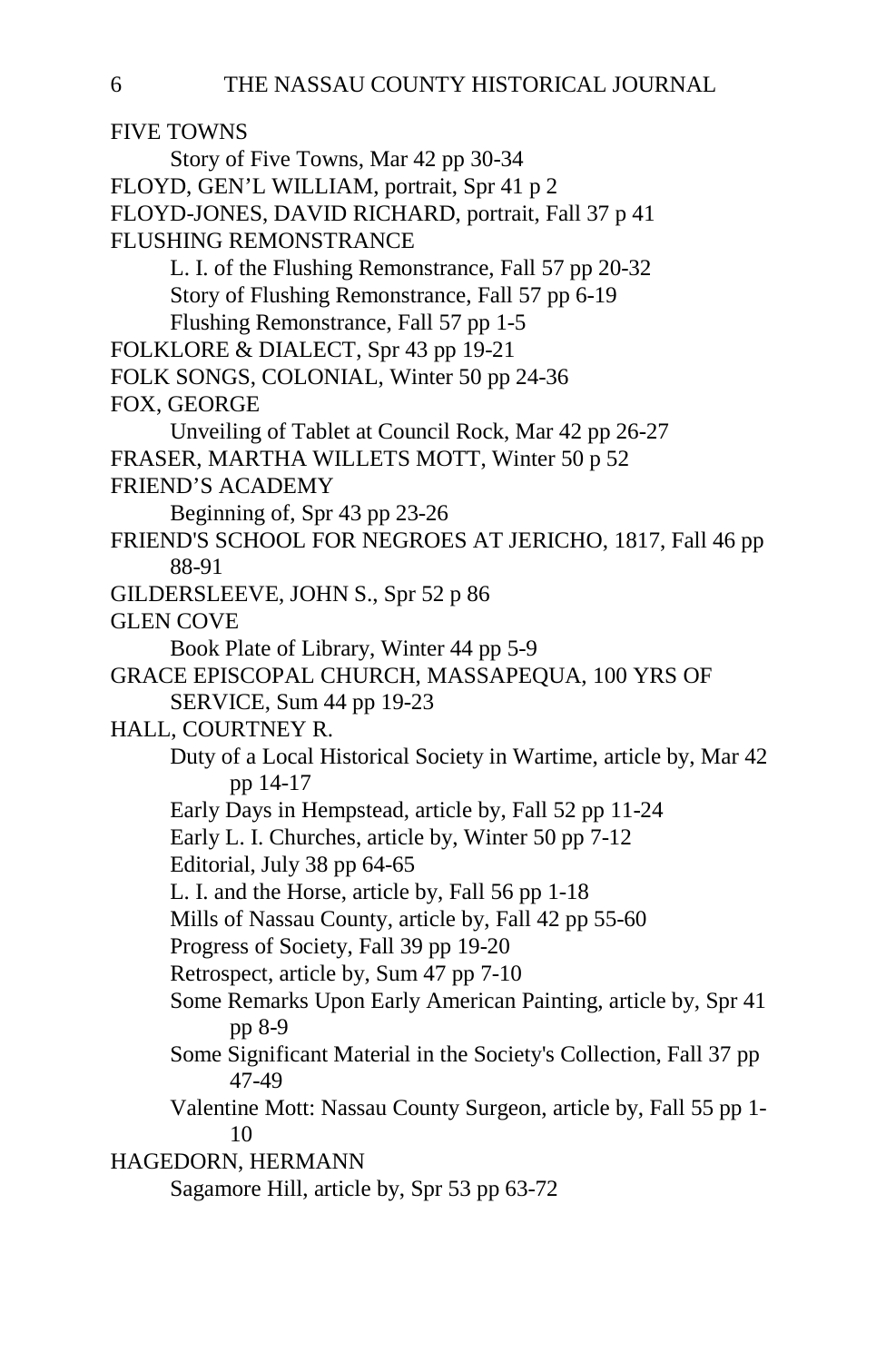FIVE TOWNS

Story of Five Towns, Mar 42 pp 30-34

FLOYD, GEN'L WILLIAM, portrait, Spr 41 p 2

FLOYD-JONES, DAVID RICHARD, portrait, Fall 37 p 41

FLUSHING REMONSTRANCE

L. I. of the Flushing Remonstrance, Fall 57 pp 20-32

Story of Flushing Remonstrance, Fall 57 pp 6-19

Flushing Remonstrance, Fall 57 pp 1-5

FOLKLORE & DIALECT, Spr 43 pp 19-21

FOLK SONGS, COLONIAL, Winter 50 pp 24-36

FOX, GEORGE

Unveiling of Tablet at Council Rock, Mar 42 pp 26-27

FRASER, MARTHA WILLETS MOTT, Winter 50 p 52

FRIEND'S ACADEMY

Beginning of, Spr 43 pp 23-26

FRIEND'S SCHOOL FOR NEGROES AT JERICHO, 1817, Fall 46 pp 88-91

GILDERSLEEVE, JOHN S., Spr 52 p 86

GLEN COVE

Book Plate of Library, Winter 44 pp 5-9

GRACE EPISCOPAL CHURCH, MASSAPEQUA, 100 YRS OF SERVICE, Sum 44 pp 19-23

HALL, COURTNEY R.

Duty of a Local Historical Society in Wartime, article by, Mar 42 pp 14-17

Early Days in Hempstead, article by, Fall 52 pp 11-24

Early L. I. Churches, article by, Winter 50 pp 7-12

Editorial, July 38 pp 64-65

L. I. and the Horse, article by, Fall 56 pp 1-18

Mills of Nassau County, article by, Fall 42 pp 55-60

Progress of Society, Fall 39 pp 19-20

Retrospect, article by, Sum 47 pp 7-10

Some Remarks Upon Early American Painting, article by, Spr 41 pp 8-9

Some Significant Material in the Society's Collection, Fall 37 pp 47-49

Valentine Mott: Nassau County Surgeon, article by, Fall 55 pp 1-10

HAGEDORN, HERMANN

Sagamore Hill, article by, Spr 53 pp 63-72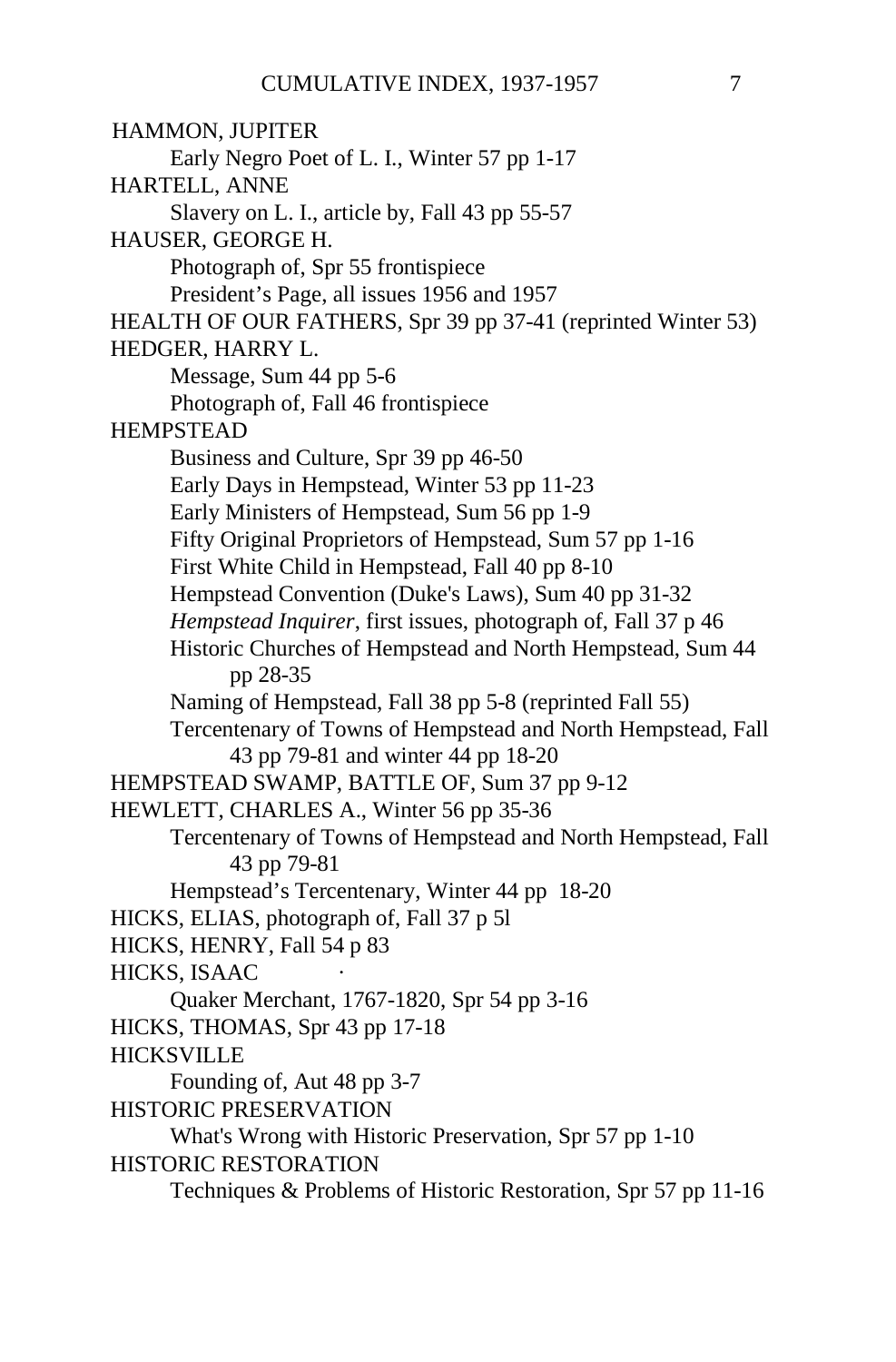HAMMON, JUPITER

  Early Negro Poet of L. I., Winter 57 pp 1-17

HARTELL, ANNE

  Slavery on L. I., article by, Fall 43 pp 55-57

HAUSER, GEORGE H.

  Photograph of, Spr 55 frontispiece

  President's Page, all issues 1956 and 1957

HEALTH OF OUR FATHERS, Spr 39 pp 37-41 (reprinted Winter 53)

HEDGER, HARRY L.

  Message, Sum 44 pp 5-6

  Photograph of, Fall 46 frontispiece

HEMPSTEAD

  Business and Culture, Spr 39 pp 46-50

  Early Days in Hempstead, Winter 53 pp 11-23

  Early Ministers of Hempstead, Sum 56 pp 1-9

  Fifty Original Proprietors of Hempstead, Sum 57 pp 1-16

  First White Child in Hempstead, Fall 40 pp 8-10

  Hempstead Convention (Duke's Laws), Sum 40 pp 31-32

  *Hempstead Inquirer*, first issues, photograph of, Fall 37 p 46

  Historic Churches of Hempstead and North Hempstead, Sum 44 pp 28-35

  Naming of Hempstead, Fall 38 pp 5-8 (reprinted Fall 55)

  Tercentenary of Towns of Hempstead and North Hempstead, Fall 43 pp 79-81 and winter 44 pp 18-20

HEMPSTEAD SWAMP, BATTLE OF, Sum 37 pp 9-12

HEWLETT, CHARLES A., Winter 56 pp 35-36

  Tercentenary of Towns of Hempstead and North Hempstead, Fall 43 pp 79-81

  Hempstead's Tercentenary, Winter 44 pp 18-20

HICKS, ELIAS, photograph of, Fall 37 p 5l

HICKS, HENRY, Fall 54 p 83

HICKS, ISAAC

  Quaker Merchant, 1767-1820, Spr 54 pp 3-16

HICKS, THOMAS, Spr 43 pp 17-18

HICKSVILLE

  Founding of, Aut 48 pp 3-7

HISTORIC PRESERVATION

  What's Wrong with Historic Preservation, Spr 57 pp 1-10

HISTORIC RESTORATION

  Techniques & Problems of Historic Restoration, Spr 57 pp 11-16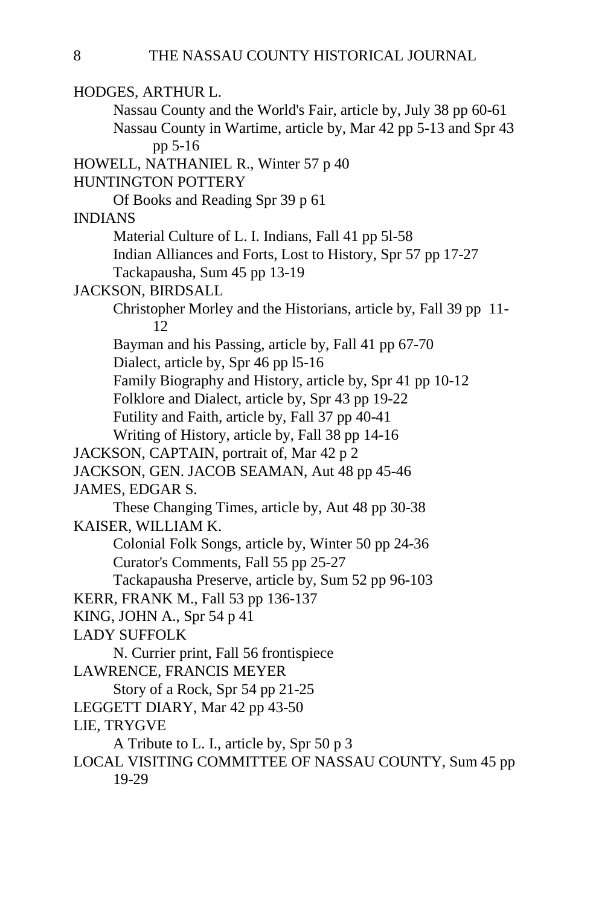HODGES, ARTHUR L.

Nassau County and the World's Fair, article by, July 38 pp 60-61
Nassau County in Wartime, article by, Mar 42 pp 5-13 and Spr 43 pp 5-16

HOWELL, NATHANIEL R., Winter 57 p 40

HUNTINGTON POTTERY

Of Books and Reading Spr 39 p 61

INDIANS

Material Culture of L. I. Indians, Fall 41 pp 5l-58
Indian Alliances and Forts, Lost to History, Spr 57 pp 17-27
Tackapausha, Sum 45 pp 13-19

JACKSON, BIRDSALL

Christopher Morley and the Historians, article by, Fall 39 pp 11-12
Bayman and his Passing, article by, Fall 41 pp 67-70
Dialect, article by, Spr 46 pp l5-16
Family Biography and History, article by, Spr 41 pp 10-12
Folklore and Dialect, article by, Spr 43 pp 19-22
Futility and Faith, article by, Fall 37 pp 40-41
Writing of History, article by, Fall 38 pp 14-16

JACKSON, CAPTAIN, portrait of, Mar 42 p 2

JACKSON, GEN. JACOB SEAMAN, Aut 48 pp 45-46

JAMES, EDGAR S.

These Changing Times, article by, Aut 48 pp 30-38

KAISER, WILLIAM K.

Colonial Folk Songs, article by, Winter 50 pp 24-36
Curator's Comments, Fall 55 pp 25-27
Tackapausha Preserve, article by, Sum 52 pp 96-103

KERR, FRANK M., Fall 53 pp 136-137

KING, JOHN A., Spr 54 p 41

LADY SUFFOLK

N. Currier print, Fall 56 frontispiece

LAWRENCE, FRANCIS MEYER

Story of a Rock, Spr 54 pp 21-25

LEGGETT DIARY, Mar 42 pp 43-50

LIE, TRYGVE

A Tribute to L. I., article by, Spr 50 p 3

LOCAL VISITING COMMITTEE OF NASSAU COUNTY, Sum 45 pp 19-29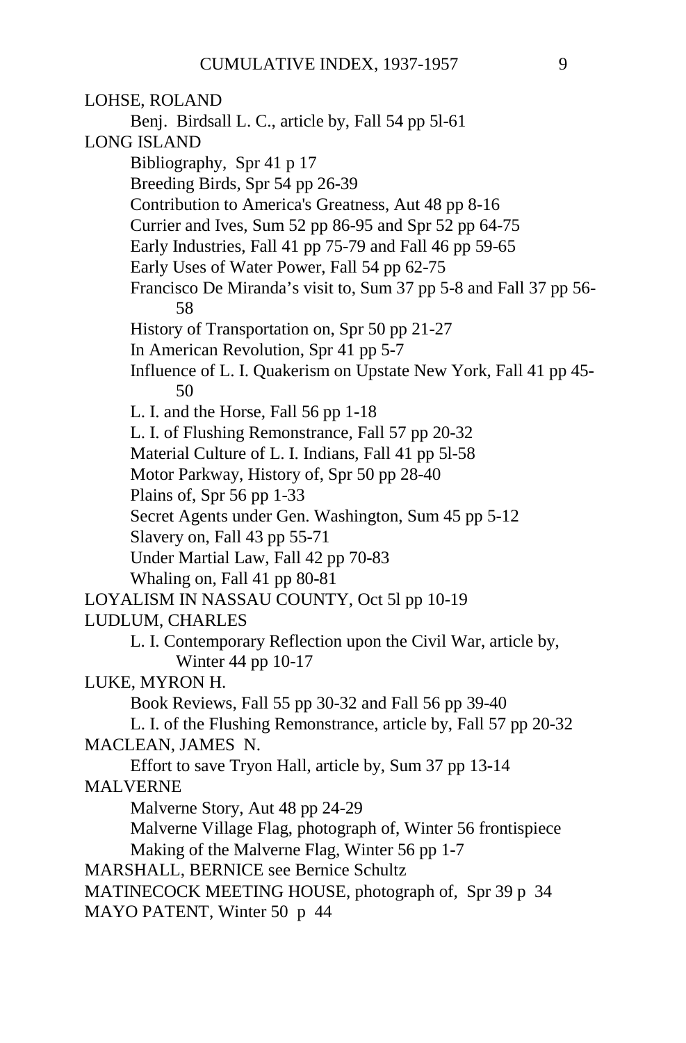LOHSE, ROLAND

- Benj. Birdsall L. C., article by, Fall 54 pp 5l-61

LONG ISLAND

- Bibliography, Spr 41 p 17
- Breeding Birds, Spr 54 pp 26-39
- Contribution to America's Greatness, Aut 48 pp 8-16
- Currier and Ives, Sum 52 pp 86-95 and Spr 52 pp 64-75
- Early Industries, Fall 41 pp 75-79 and Fall 46 pp 59-65
- Early Uses of Water Power, Fall 54 pp 62-75
- Francisco De Miranda's visit to, Sum 37 pp 5-8 and Fall 37 pp 56-58
- History of Transportation on, Spr 50 pp 21-27
- In American Revolution, Spr 41 pp 5-7
- Influence of L. I. Quakerism on Upstate New York, Fall 41 pp 45-50
- L. I. and the Horse, Fall 56 pp 1-18
- L. I. of Flushing Remonstrance, Fall 57 pp 20-32
- Material Culture of L. I. Indians, Fall 41 pp 5l-58
- Motor Parkway, History of, Spr 50 pp 28-40
- Plains of, Spr 56 pp 1-33
- Secret Agents under Gen. Washington, Sum 45 pp 5-12
- Slavery on, Fall 43 pp 55-71
- Under Martial Law, Fall 42 pp 70-83
- Whaling on, Fall 41 pp 80-81

LOYALISM IN NASSAU COUNTY, Oct 5l pp 10-19

LUDLUM, CHARLES

- L. I. Contemporary Reflection upon the Civil War, article by, Winter 44 pp 10-17

LUKE, MYRON H.

- Book Reviews, Fall 55 pp 30-32 and Fall 56 pp 39-40
- L. I. of the Flushing Remonstrance, article by, Fall 57 pp 20-32

MACLEAN, JAMES N.

- Effort to save Tryon Hall, article by, Sum 37 pp 13-14

MALVERNE

- Malverne Story, Aut 48 pp 24-29
- Malverne Village Flag, photograph of, Winter 56 frontispiece
- Making of the Malverne Flag, Winter 56 pp 1-7

MARSHALL, BERNICE see Bernice Schultz

MATINECOCK MEETING HOUSE, photograph of, Spr 39 p 34

MAYO PATENT, Winter 50 p 44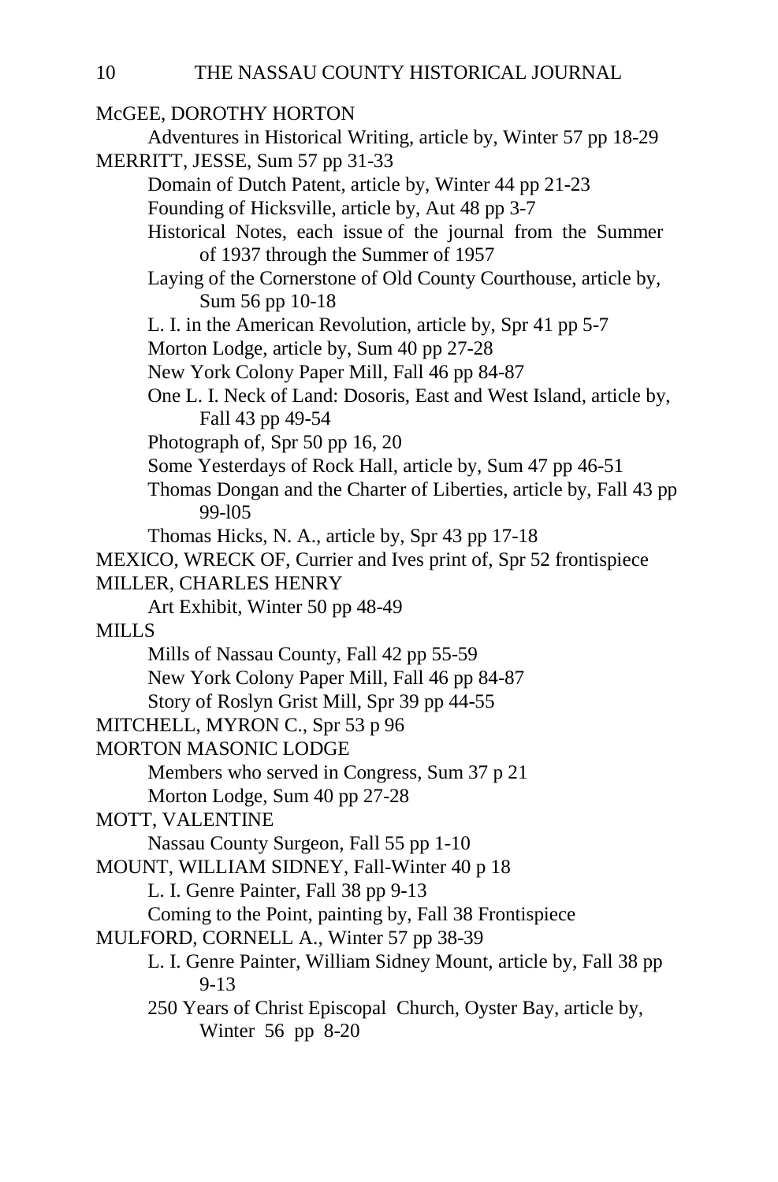McGEE, DOROTHY HORTON

Adventures in Historical Writing, article by, Winter 57 pp 18-29

MERRITT, JESSE, Sum 57 pp 31-33

Domain of Dutch Patent, article by, Winter 44 pp 21-23

Founding of Hicksville, article by, Aut 48 pp 3-7

Historical Notes, each issue of the journal from the Summer of 1937 through the Summer of 1957

Laying of the Cornerstone of Old County Courthouse, article by, Sum 56 pp 10-18

L. I. in the American Revolution, article by, Spr 41 pp 5-7

Morton Lodge, article by, Sum 40 pp 27-28

New York Colony Paper Mill, Fall 46 pp 84-87

One L. I. Neck of Land: Dosoris, East and West Island, article by, Fall 43 pp 49-54

Photograph of, Spr 50 pp 16, 20

Some Yesterdays of Rock Hall, article by, Sum 47 pp 46-51

Thomas Dongan and the Charter of Liberties, article by, Fall 43 pp 99-l05

Thomas Hicks, N. A., article by, Spr 43 pp 17-18

MEXICO, WRECK OF, Currier and Ives print of, Spr 52 frontispiece

MILLER, CHARLES HENRY

Art Exhibit, Winter 50 pp 48-49

MILLS

Mills of Nassau County, Fall 42 pp 55-59

New York Colony Paper Mill, Fall 46 pp 84-87

Story of Roslyn Grist Mill, Spr 39 pp 44-55

MITCHELL, MYRON C., Spr 53 p 96

MORTON MASONIC LODGE

Members who served in Congress, Sum 37 p 21

Morton Lodge, Sum 40 pp 27-28

MOTT, VALENTINE

Nassau County Surgeon, Fall 55 pp 1-10

MOUNT, WILLIAM SIDNEY, Fall-Winter 40 p 18

L. I. Genre Painter, Fall 38 pp 9-13

Coming to the Point, painting by, Fall 38 Frontispiece

MULFORD, CORNELL A., Winter 57 pp 38-39

L. I. Genre Painter, William Sidney Mount, article by, Fall 38 pp 9-13

250 Years of Christ Episcopal Church, Oyster Bay, article by, Winter 56 pp 8-20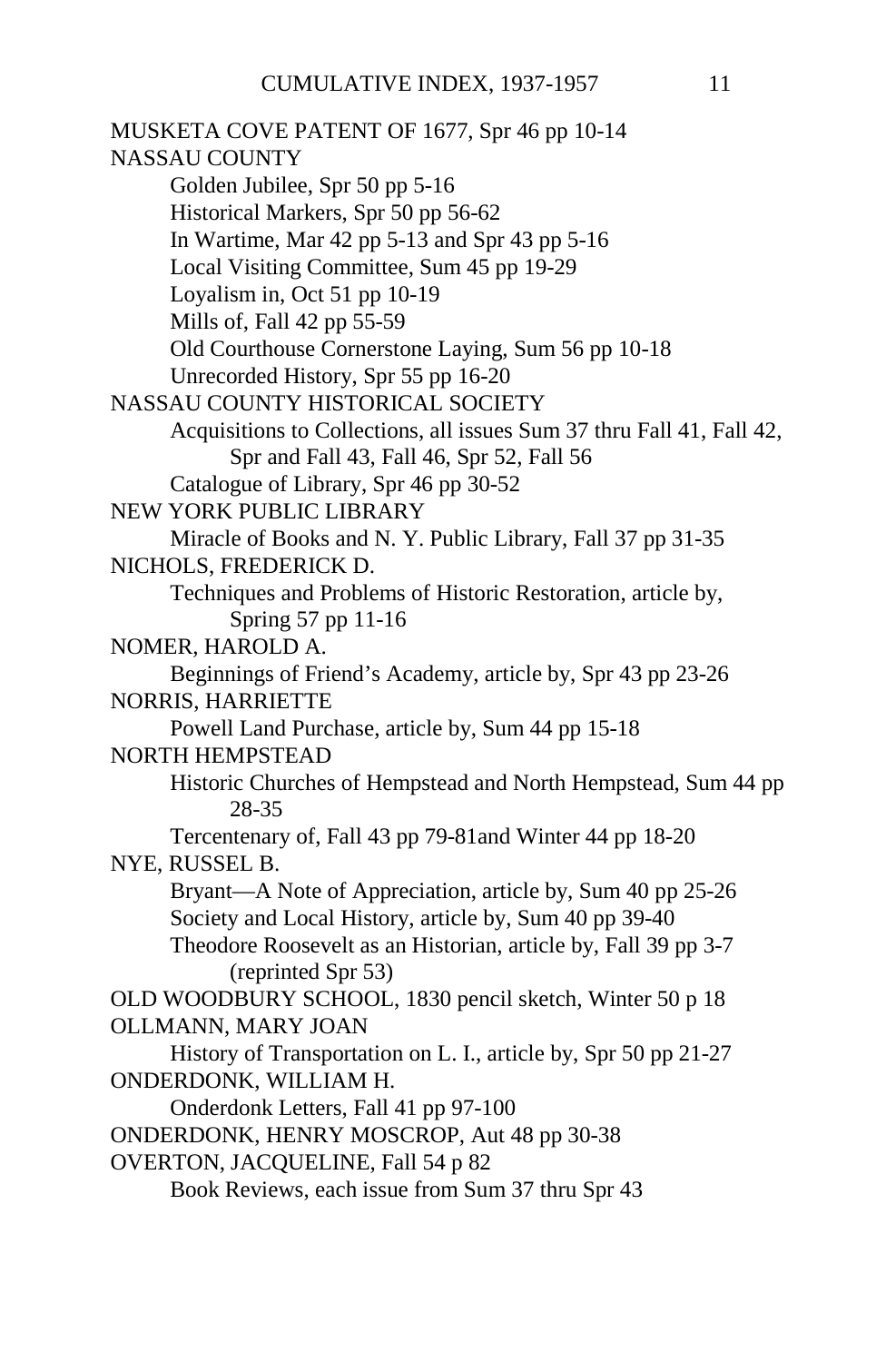MUSKETA COVE PATENT OF 1677, Spr 46 pp 10-14

NASSAU COUNTY

- Golden Jubilee, Spr 50 pp 5-16
- Historical Markers, Spr 50 pp 56-62
- In Wartime, Mar 42 pp 5-13 and Spr 43 pp 5-16
- Local Visiting Committee, Sum 45 pp 19-29
- Loyalism in, Oct 51 pp 10-19
- Mills of, Fall 42 pp 55-59
- Old Courthouse Cornerstone Laying, Sum 56 pp 10-18
- Unrecorded History, Spr 55 pp 16-20

NASSAU COUNTY HISTORICAL SOCIETY

- Acquisitions to Collections, all issues Sum 37 thru Fall 41, Fall 42, Spr and Fall 43, Fall 46, Spr 52, Fall 56
- Catalogue of Library, Spr 46 pp 30-52

NEW YORK PUBLIC LIBRARY

- Miracle of Books and N. Y. Public Library, Fall 37 pp 31-35

NICHOLS, FREDERICK D.

- Techniques and Problems of Historic Restoration, article by, Spring 57 pp 11-16

NOMER, HAROLD A.

- Beginnings of Friend's Academy, article by, Spr 43 pp 23-26

NORRIS, HARRIETTE

- Powell Land Purchase, article by, Sum 44 pp 15-18

NORTH HEMPSTEAD

- Historic Churches of Hempstead and North Hempstead, Sum 44 pp 28-35
- Tercentenary of, Fall 43 pp 79-81and Winter 44 pp 18-20

NYE, RUSSEL B.

- Bryant—A Note of Appreciation, article by, Sum 40 pp 25-26
- Society and Local History, article by, Sum 40 pp 39-40
- Theodore Roosevelt as an Historian, article by, Fall 39 pp 3-7 (reprinted Spr 53)

OLD WOODBURY SCHOOL, 1830 pencil sketch, Winter 50 p 18

OLLMANN, MARY JOAN

- History of Transportation on L. I., article by, Spr 50 pp 21-27

ONDERDONK, WILLIAM H.

- Onderdonk Letters, Fall 41 pp 97-100

ONDERDONK, HENRY MOSCROP, Aut 48 pp 30-38

OVERTON, JACQUELINE, Fall 54 p 82

- Book Reviews, each issue from Sum 37 thru Spr 43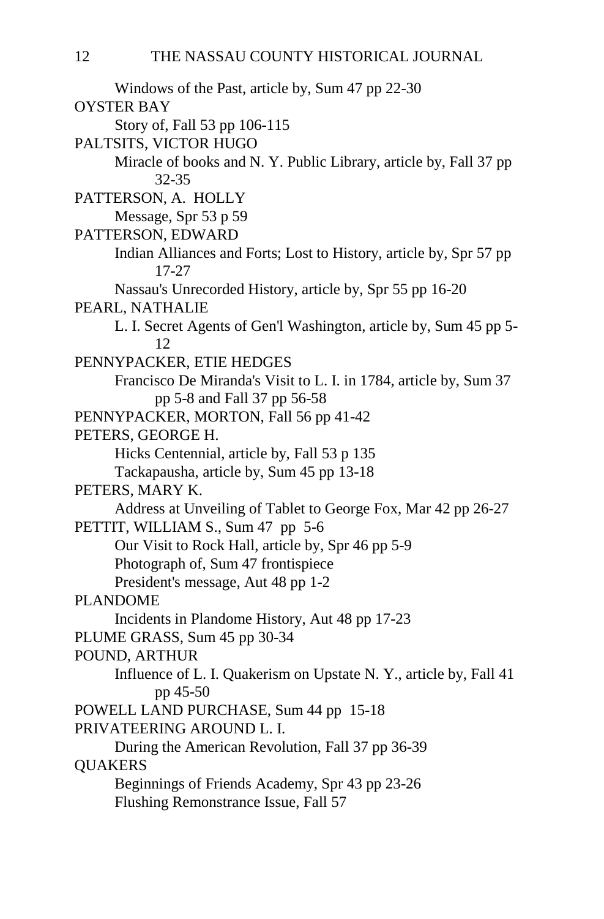Windows of the Past, article by, Sum 47 pp 22-30

OYSTER BAY

Story of, Fall 53 pp 106-115

PALTSITS, VICTOR HUGO

Miracle of books and N. Y. Public Library, article by, Fall 37 pp 32-35

PATTERSON, A. HOLLY

Message, Spr 53 p 59

PATTERSON, EDWARD

Indian Alliances and Forts; Lost to History, article by, Spr 57 pp 17-27

Nassau's Unrecorded History, article by, Spr 55 pp 16-20

PEARL, NATHALIE

L. I. Secret Agents of Gen'l Washington, article by, Sum 45 pp 5-12

PENNYPACKER, ETIE HEDGES

Francisco De Miranda's Visit to L. I. in 1784, article by, Sum 37 pp 5-8 and Fall 37 pp 56-58

PENNYPACKER, MORTON, Fall 56 pp 41-42

PETERS, GEORGE H.

Hicks Centennial, article by, Fall 53 p 135

Tackapausha, article by, Sum 45 pp 13-18

PETERS, MARY K.

Address at Unveiling of Tablet to George Fox, Mar 42 pp 26-27

PETTIT, WILLIAM S., Sum 47 pp 5-6

Our Visit to Rock Hall, article by, Spr 46 pp 5-9

Photograph of, Sum 47 frontispiece

President's message, Aut 48 pp 1-2

PLANDOME

Incidents in Plandome History, Aut 48 pp 17-23

PLUME GRASS, Sum 45 pp 30-34

POUND, ARTHUR

Influence of L. I. Quakerism on Upstate N. Y., article by, Fall 41 pp 45-50

POWELL LAND PURCHASE, Sum 44 pp 15-18

PRIVATEERING AROUND L. I.

During the American Revolution, Fall 37 pp 36-39

QUAKERS

Beginnings of Friends Academy, Spr 43 pp 23-26

Flushing Remonstrance Issue, Fall 57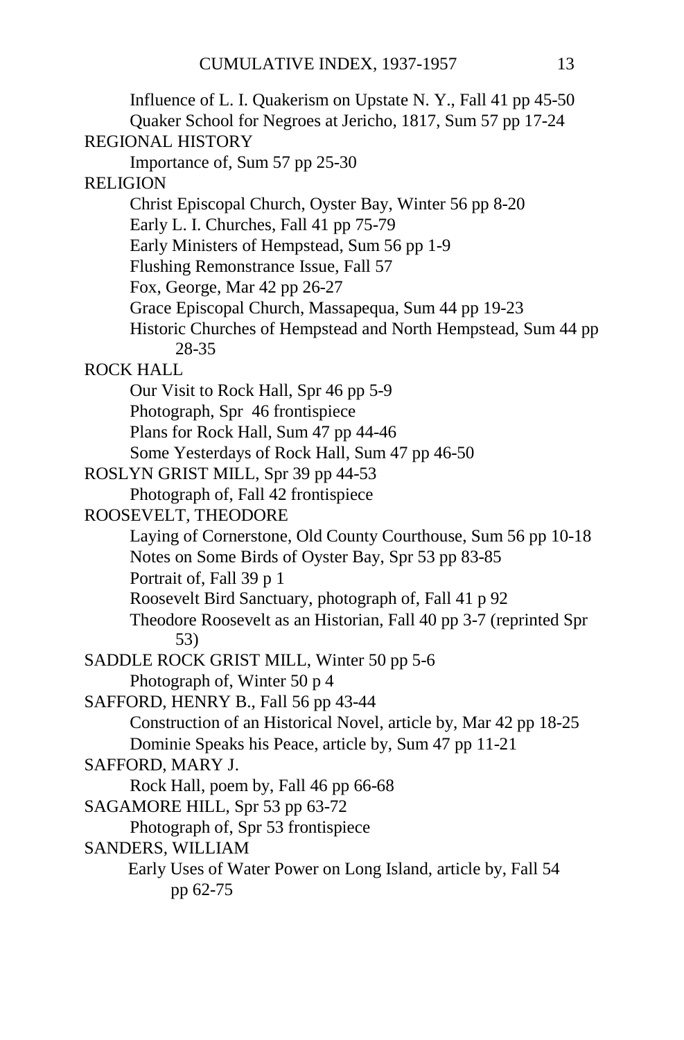Influence of L. I. Quakerism on Upstate N. Y., Fall 41 pp 45-50
Quaker School for Negroes at Jericho, 1817, Sum 57 pp 17-24

REGIONAL HISTORY
Importance of, Sum 57 pp 25-30

RELIGION
Christ Episcopal Church, Oyster Bay, Winter 56 pp 8-20
Early L. I. Churches, Fall 41 pp 75-79
Early Ministers of Hempstead, Sum 56 pp 1-9
Flushing Remonstrance Issue, Fall 57
Fox, George, Mar 42 pp 26-27
Grace Episcopal Church, Massapequa, Sum 44 pp 19-23
Historic Churches of Hempstead and North Hempstead, Sum 44 pp 28-35

ROCK HALL
Our Visit to Rock Hall, Spr 46 pp 5-9
Photograph, Spr 46 frontispiece
Plans for Rock Hall, Sum 47 pp 44-46
Some Yesterdays of Rock Hall, Sum 47 pp 46-50

ROSLYN GRIST MILL, Spr 39 pp 44-53
Photograph of, Fall 42 frontispiece

ROOSEVELT, THEODORE
Laying of Cornerstone, Old County Courthouse, Sum 56 pp 10-18
Notes on Some Birds of Oyster Bay, Spr 53 pp 83-85
Portrait of, Fall 39 p 1
Roosevelt Bird Sanctuary, photograph of, Fall 41 p 92
Theodore Roosevelt as an Historian, Fall 40 pp 3-7 (reprinted Spr 53)

SADDLE ROCK GRIST MILL, Winter 50 pp 5-6
Photograph of, Winter 50 p 4

SAFFORD, HENRY B., Fall 56 pp 43-44
Construction of an Historical Novel, article by, Mar 42 pp 18-25
Dominie Speaks his Peace, article by, Sum 47 pp 11-21

SAFFORD, MARY J.
Rock Hall, poem by, Fall 46 pp 66-68

SAGAMORE HILL, Spr 53 pp 63-72
Photograph of, Spr 53 frontispiece

SANDERS, WILLIAM
Early Uses of Water Power on Long Island, article by, Fall 54 pp 62-75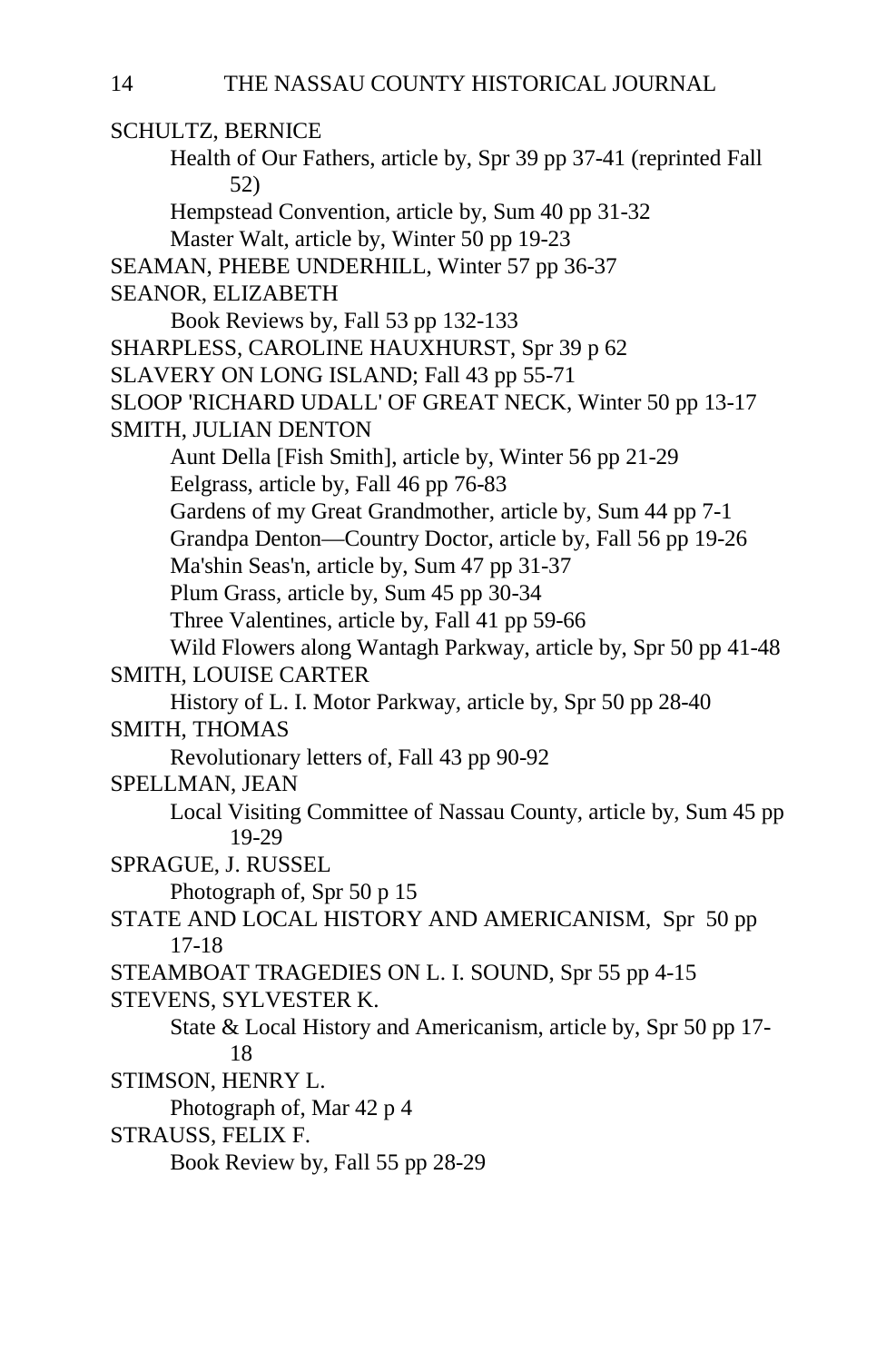SCHULTZ, BERNICE

Health of Our Fathers, article by, Spr 39 pp 37-41 (reprinted Fall 52)

Hempstead Convention, article by, Sum 40 pp 31-32

Master Walt, article by, Winter 50 pp 19-23

SEAMAN, PHEBE UNDERHILL, Winter 57 pp 36-37

SEANOR, ELIZABETH

Book Reviews by, Fall 53 pp 132-133

SHARPLESS, CAROLINE HAUXHURST, Spr 39 p 62

SLAVERY ON LONG ISLAND; Fall 43 pp 55-71

SLOOP 'RICHARD UDALL' OF GREAT NECK, Winter 50 pp 13-17

SMITH, JULIAN DENTON

Aunt Della [Fish Smith], article by, Winter 56 pp 21-29

Eelgrass, article by, Fall 46 pp 76-83

Gardens of my Great Grandmother, article by, Sum 44 pp 7-1

Grandpa Denton—Country Doctor, article by, Fall 56 pp 19-26

Ma'shin Seas'n, article by, Sum 47 pp 31-37

Plum Grass, article by, Sum 45 pp 30-34

Three Valentines, article by, Fall 41 pp 59-66

Wild Flowers along Wantagh Parkway, article by, Spr 50 pp 41-48

SMITH, LOUISE CARTER

History of L. I. Motor Parkway, article by, Spr 50 pp 28-40

SMITH, THOMAS

Revolutionary letters of, Fall 43 pp 90-92

SPELLMAN, JEAN

Local Visiting Committee of Nassau County, article by, Sum 45 pp 19-29

SPRAGUE, J. RUSSEL

Photograph of, Spr 50 p 15

STATE AND LOCAL HISTORY AND AMERICANISM, Spr 50 pp 17-18

STEAMBOAT TRAGEDIES ON L. I. SOUND, Spr 55 pp 4-15

STEVENS, SYLVESTER K.

State & Local History and Americanism, article by, Spr 50 pp 17-18

STIMSON, HENRY L.

Photograph of, Mar 42 p 4

STRAUSS, FELIX F.

Book Review by, Fall 55 pp 28-29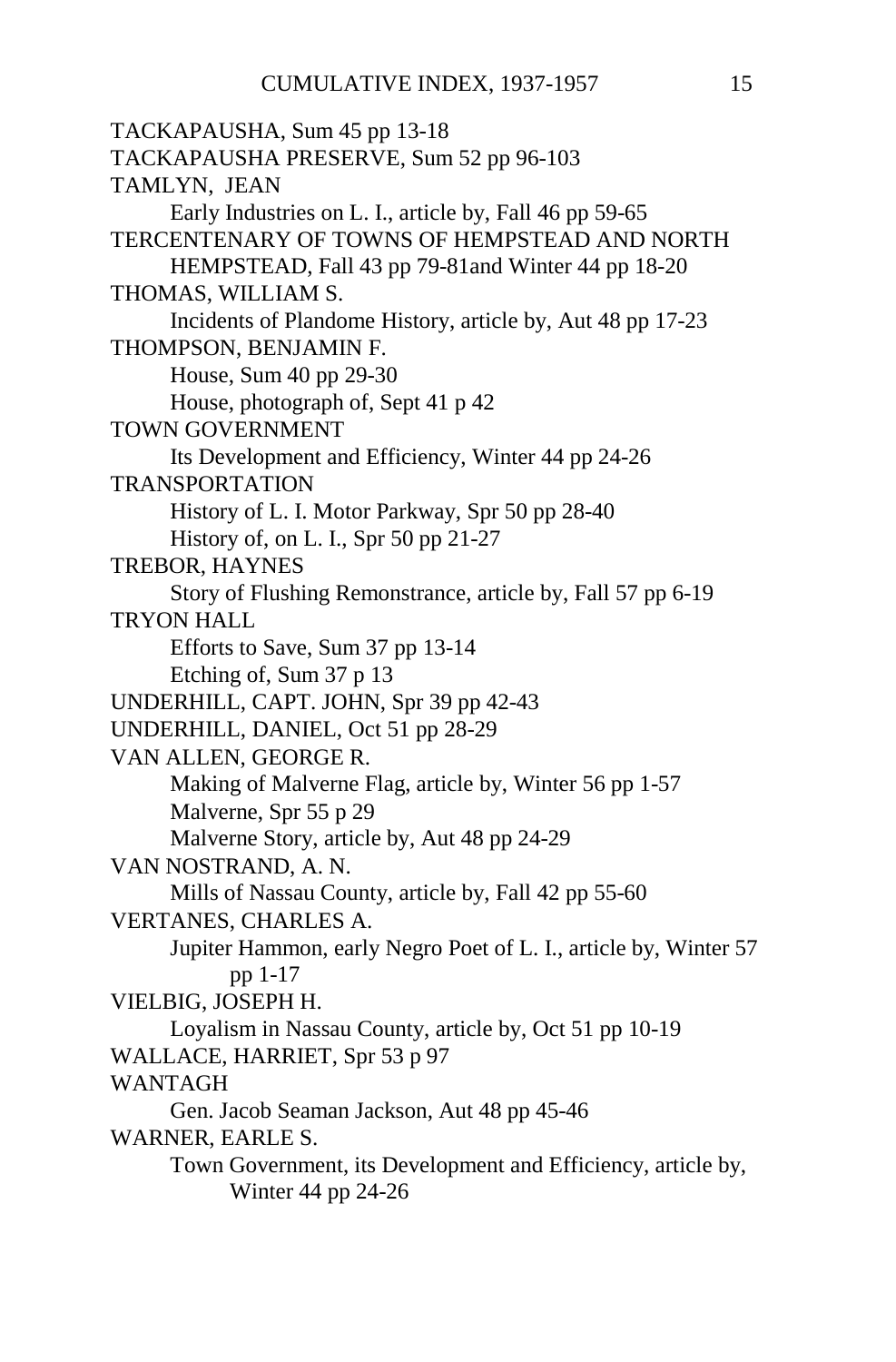TACKAPAUSHA, Sum 45 pp 13-18

TACKAPAUSHA PRESERVE, Sum 52 pp 96-103

TAMLYN, JEAN

    Early Industries on L. I., article by, Fall 46 pp 59-65

TERCENTENARY OF TOWNS OF HEMPSTEAD AND NORTH HEMPSTEAD, Fall 43 pp 79-81and Winter 44 pp 18-20

THOMAS, WILLIAM S.

    Incidents of Plandome History, article by, Aut 48 pp 17-23

THOMPSON, BENJAMIN F.

    House, Sum 40 pp 29-30

    House, photograph of, Sept 41 p 42

TOWN GOVERNMENT

    Its Development and Efficiency, Winter 44 pp 24-26

TRANSPORTATION

    History of L. I. Motor Parkway, Spr 50 pp 28-40

    History of, on L. I., Spr 50 pp 21-27

TREBOR, HAYNES

    Story of Flushing Remonstrance, article by, Fall 57 pp 6-19

TRYON HALL

    Efforts to Save, Sum 37 pp 13-14

    Etching of, Sum 37 p 13

UNDERHILL, CAPT. JOHN, Spr 39 pp 42-43

UNDERHILL, DANIEL, Oct 51 pp 28-29

VAN ALLEN, GEORGE R.

    Making of Malverne Flag, article by, Winter 56 pp 1-57

    Malverne, Spr 55 p 29

    Malverne Story, article by, Aut 48 pp 24-29

VAN NOSTRAND, A. N.

    Mills of Nassau County, article by, Fall 42 pp 55-60

VERTANES, CHARLES A.

    Jupiter Hammon, early Negro Poet of L. I., article by, Winter 57 pp 1-17

VIELBIG, JOSEPH H.

    Loyalism in Nassau County, article by, Oct 51 pp 10-19

WALLACE, HARRIET, Spr 53 p 97

WANTAGH

    Gen. Jacob Seaman Jackson, Aut 48 pp 45-46

WARNER, EARLE S.

    Town Government, its Development and Efficiency, article by, Winter 44 pp 24-26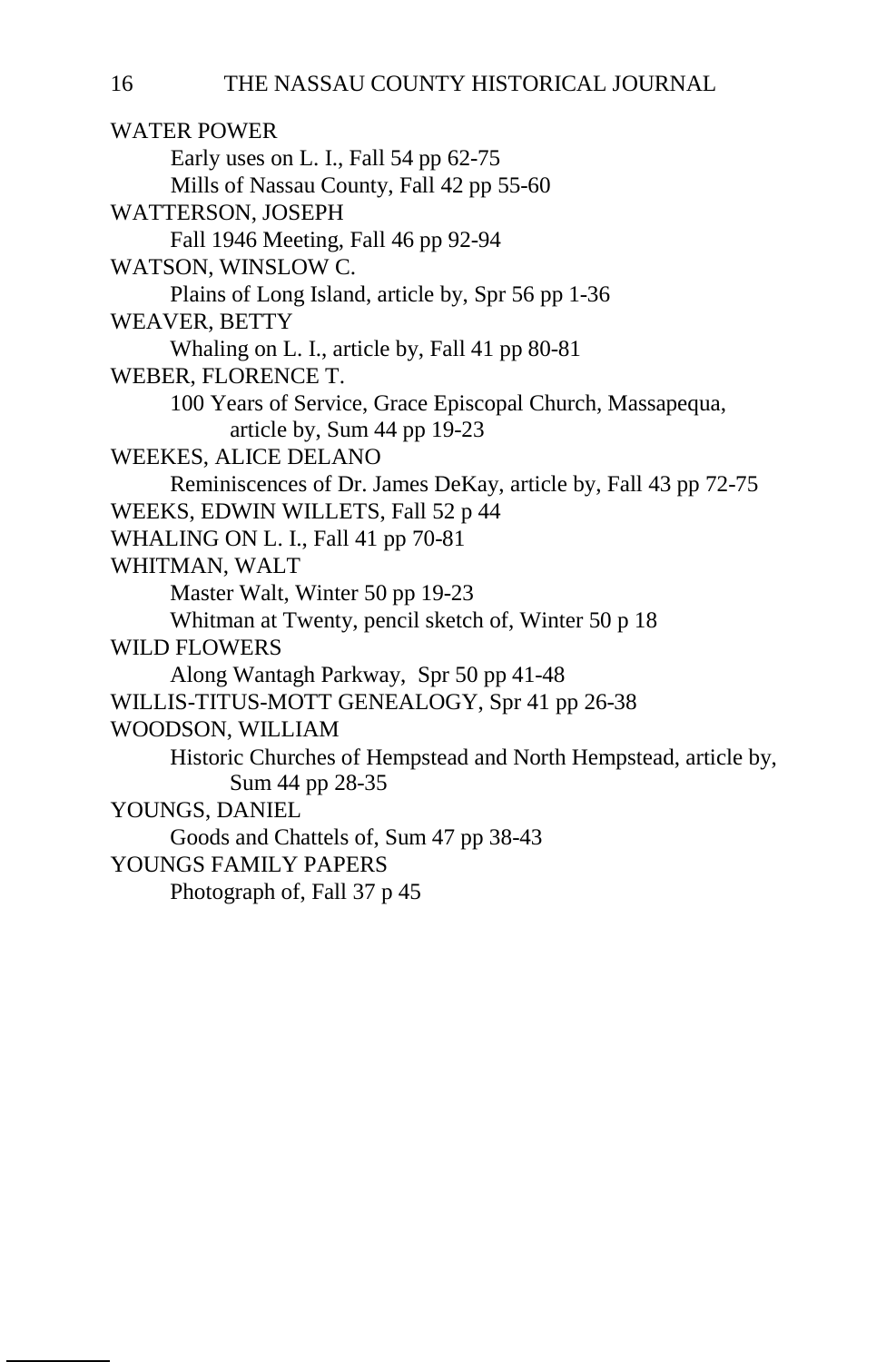WATER POWER

  Early uses on L. I., Fall 54 pp 62-75

  Mills of Nassau County, Fall 42 pp 55-60

WATTERSON, JOSEPH

  Fall 1946 Meeting, Fall 46 pp 92-94

WATSON, WINSLOW C.

  Plains of Long Island, article by, Spr 56 pp 1-36

WEAVER, BETTY

  Whaling on L. I., article by, Fall 41 pp 80-81

WEBER, FLORENCE T.

  100 Years of Service, Grace Episcopal Church, Massapequa, article by, Sum 44 pp 19-23

WEEKES, ALICE DELANO

  Reminiscences of Dr. James DeKay, article by, Fall 43 pp 72-75

WEEKS, EDWIN WILLETS, Fall 52 p 44

WHALING ON L. I., Fall 41 pp 70-81

WHITMAN, WALT

  Master Walt, Winter 50 pp 19-23

  Whitman at Twenty, pencil sketch of, Winter 50 p 18

WILD FLOWERS

  Along Wantagh Parkway, Spr 50 pp 41-48

WILLIS-TITUS-MOTT GENEALOGY, Spr 41 pp 26-38

WOODSON, WILLIAM

  Historic Churches of Hempstead and North Hempstead, article by, Sum 44 pp 28-35

YOUNGS, DANIEL

  Goods and Chattels of, Sum 47 pp 38-43

YOUNGS FAMILY PAPERS

  Photograph of, Fall 37 p 45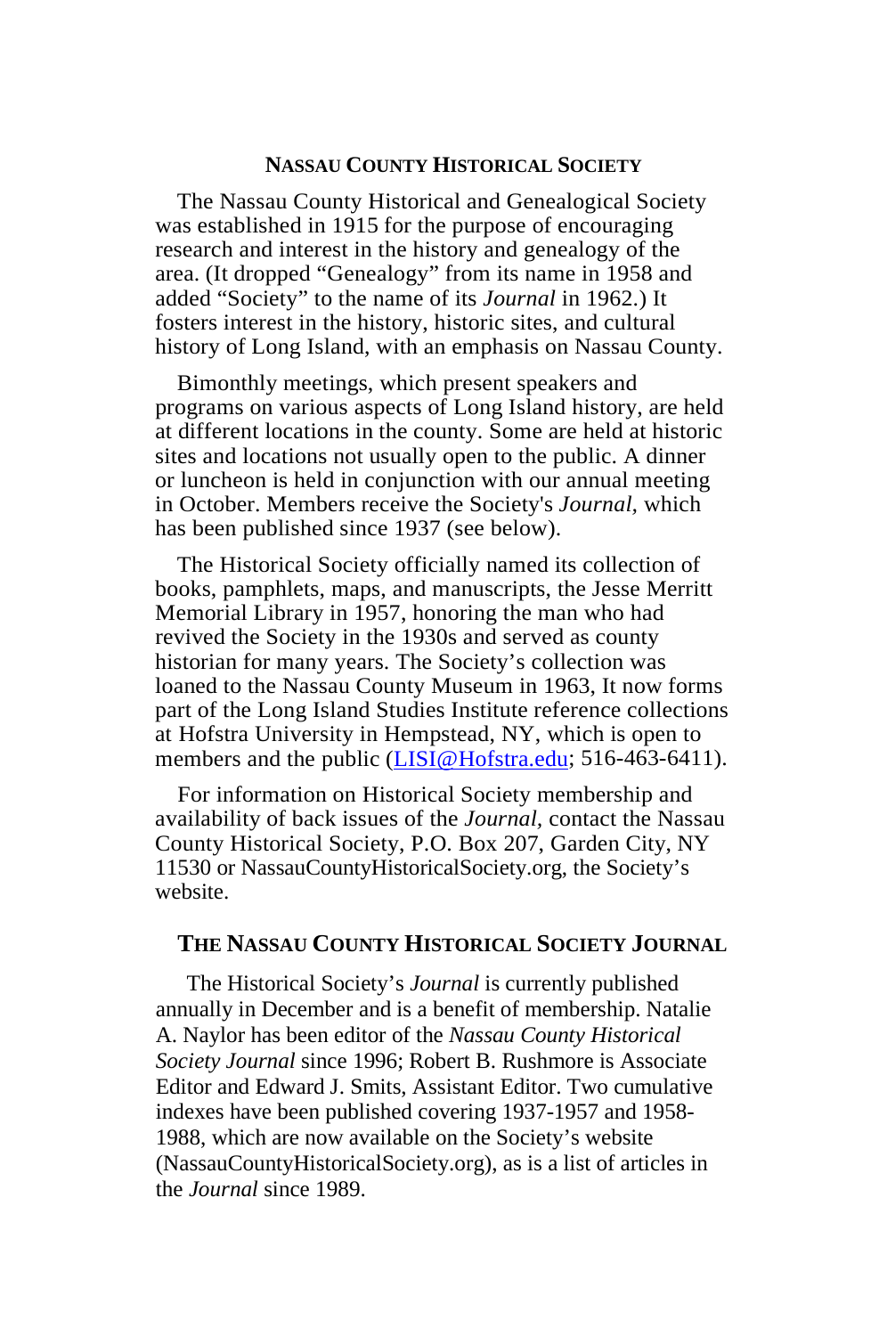## NASSAU COUNTY HISTORICAL SOCIETY

The Nassau County Historical and Genealogical Society was established in 1915 for the purpose of encouraging research and interest in the history and genealogy of the area. (It dropped "Genealogy" from its name in 1958 and added "Society" to the name of its *Journal* in 1962.) It fosters interest in the history, historic sites, and cultural history of Long Island, with an emphasis on Nassau County.

Bimonthly meetings, which present speakers and programs on various aspects of Long Island history, are held at different locations in the county. Some are held at historic sites and locations not usually open to the public. A dinner or luncheon is held in conjunction with our annual meeting in October. Members receive the Society's *Journal,* which has been published since 1937 (see below).

The Historical Society officially named its collection of books, pamphlets, maps, and manuscripts, the Jesse Merritt Memorial Library in 1957, honoring the man who had revived the Society in the 1930s and served as county historian for many years. The Society's collection was loaned to the Nassau County Museum in 1963, It now forms part of the Long Island Studies Institute reference collections at Hofstra University in Hempstead, NY, which is open to members and the public (LISI@Hofstra.edu; 516-463-6411).

For information on Historical Society membership and availability of back issues of the *Journal*, contact the Nassau County Historical Society, P.O. Box 207, Garden City, NY 11530 or NassauCountyHistoricalSociety.org, the Society's website.

## THE NASSAU COUNTY HISTORICAL SOCIETY JOURNAL

The Historical Society's *Journal* is currently published annually in December and is a benefit of membership. Natalie A. Naylor has been editor of the *Nassau County Historical Society Journal* since 1996; Robert B. Rushmore is Associate Editor and Edward J. Smits, Assistant Editor. Two cumulative indexes have been published covering 1937-1957 and 1958-1988, which are now available on the Society's website (NassauCountyHistoricalSociety.org), as is a list of articles in the *Journal* since 1989.